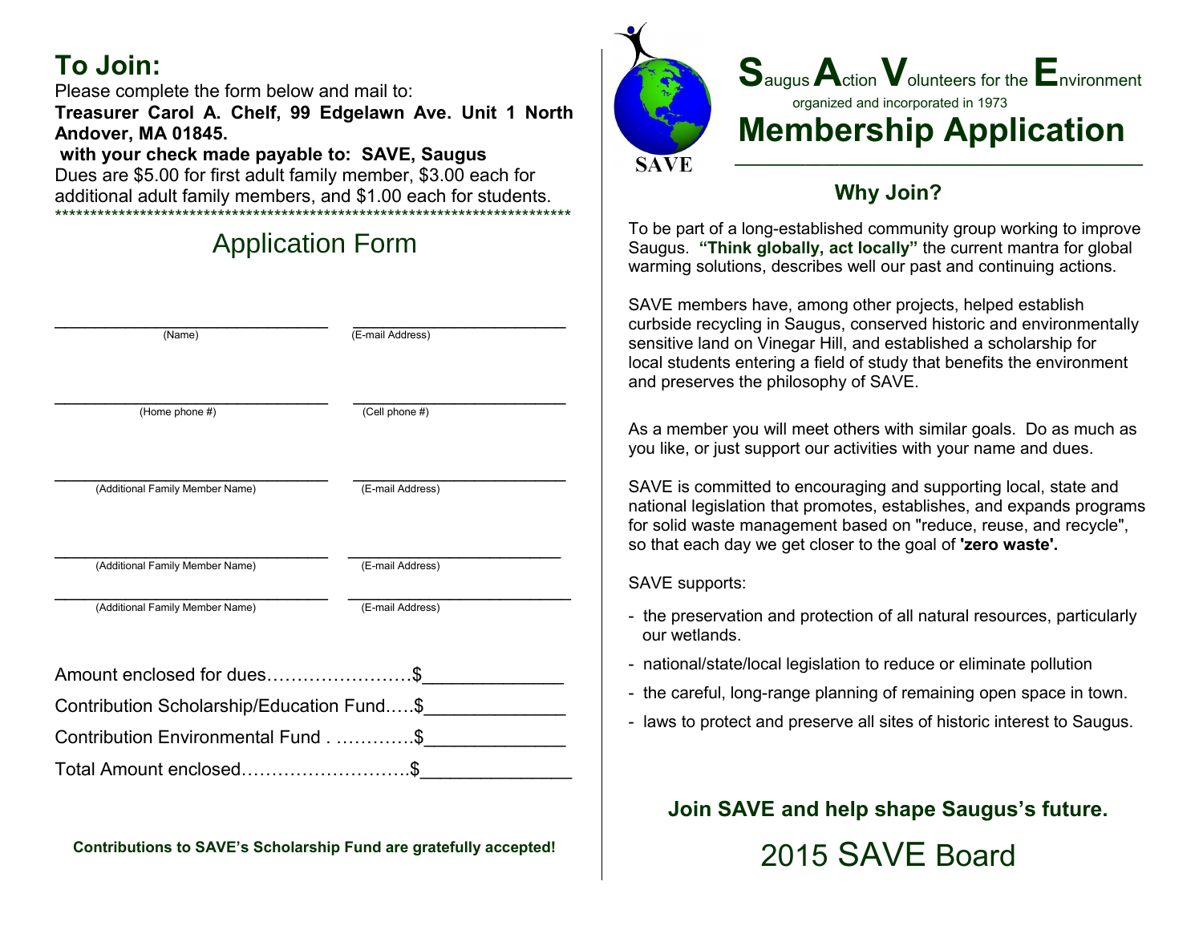## To Join:

Please complete the form below and mail to:

**Treasurer Carol A. Chelf, 99 Edgelawn Ave. Unit 1 North Andover, MA 01845.**

**with your check made payable to: SAVE, Saugus**

Dues are $5.00 for first adult family member, $3.00 each for additional adult family members, and $1.00 each for students.

**************************************************************************

## Application Form

______________________________ (Name) ______________________________ (E-mail Address)

______________________________ (Home phone #) ______________________________ (Cell phone #)

______________________________ (Additional Family Member Name) ______________________________ (E-mail Address)

______________________________ (Additional Family Member Name) ______________________________ (E-mail Address)

______________________________ (Additional Family Member Name) ______________________________ (E-mail Address)

Amount enclosed for dues……………………$______________

Contribution Scholarship/Education Fund…..$______________

Contribution Environmental Fund . ………….$______________

Total Amount enclosed………………………$______________

**Contributions to SAVE's Scholarship Fund are gratefully accepted!**

SAVE

# **S**augus **A**ction **V**olunteers for the **E**nvironment

organized and incorporated in 1973

# Membership Application

### Why Join?

To be part of a long-established community group working to improve Saugus. **"Think globally, act locally"** the current mantra for global warming solutions, describes well our past and continuing actions.

SAVE members have, among other projects, helped establish curbside recycling in Saugus, conserved historic and environmentally sensitive land on Vinegar Hill, and established a scholarship for local students entering a field of study that benefits the environment and preserves the philosophy of SAVE.

As a member you will meet others with similar goals. Do as much as you like, or just support our activities with your name and dues.

SAVE is committed to encouraging and supporting local, state and national legislation that promotes, establishes, and expands programs for solid waste management based on "reduce, reuse, and recycle", so that each day we get closer to the goal of **'zero waste'.**

SAVE supports:

- the preservation and protection of all natural resources, particularly our wetlands.
- national/state/local legislation to reduce or eliminate pollution
- the careful, long-range planning of remaining open space in town.
- laws to protect and preserve all sites of historic interest to Saugus.

**Join SAVE and help shape Saugus's future.**

## 2015 SAVE Board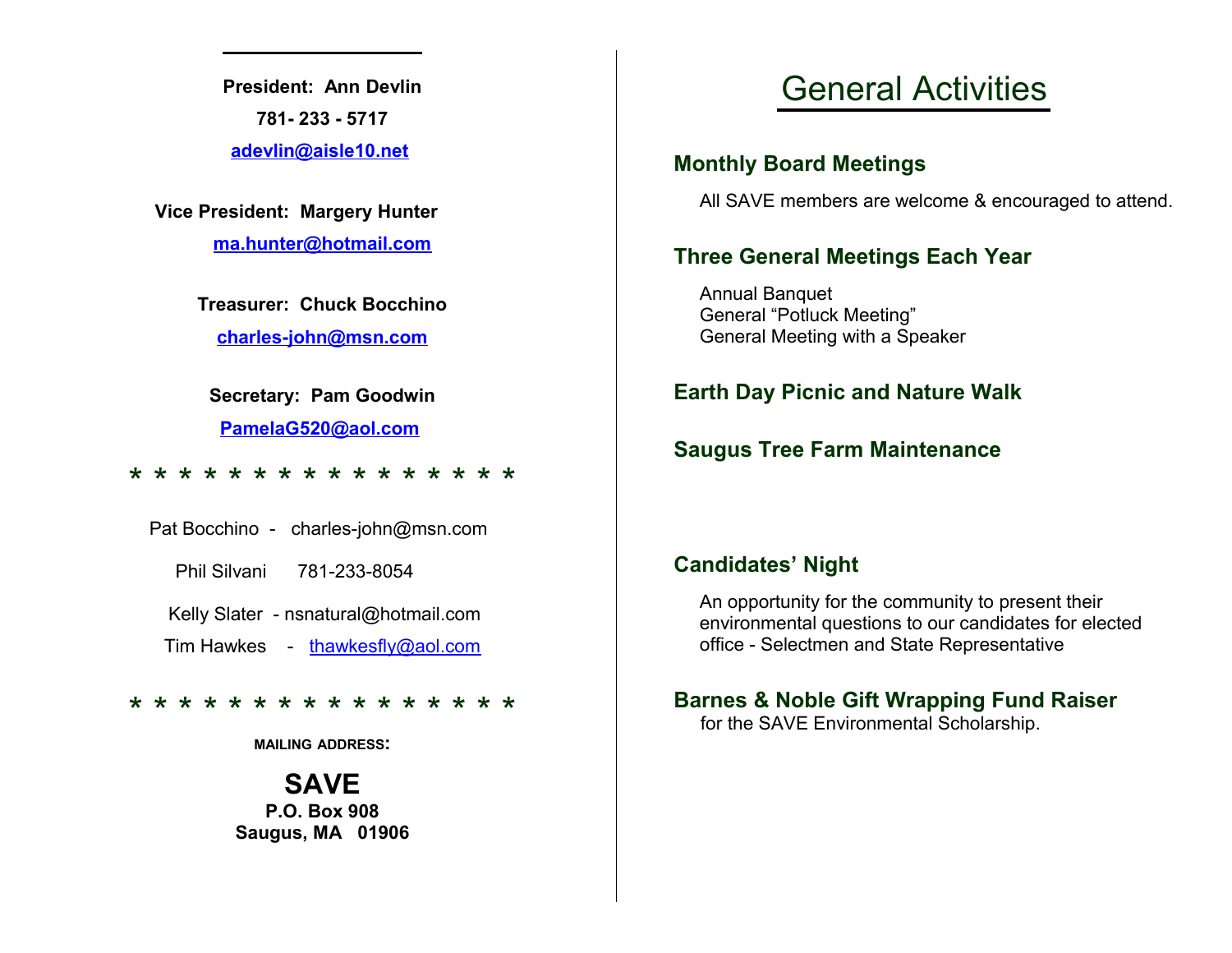**President: Ann Devlin**

**781- 233 - 5717**

**adevlin@aisle10.net**

**Vice President: Margery Hunter**

**ma.hunter@hotmail.com**

**Treasurer: Chuck Bocchino**

**charles-john@msn.com**

**Secretary: Pam Goodwin**

**PamelaG520@aol.com**

* * * * * * * * * * * * * * * *

Pat Bocchino - charles-john@msn.com

Phil Silvani 781-233-8054

Kelly Slater - nsnatural@hotmail.com

Tim Hawkes - thawkesfly@aol.com

* * * * * * * * * * * * * * * *

**MAILING ADDRESS:**

**SAVE**
**P.O. Box 908**
**Saugus, MA 01906**

# General Activities

### Monthly Board Meetings

All SAVE members are welcome & encouraged to attend.

### Three General Meetings Each Year

Annual Banquet
General “Potluck Meeting”
General Meeting with a Speaker

### Earth Day Picnic and Nature Walk

### Saugus Tree Farm Maintenance

### Candidates’ Night

An opportunity for the community to present their environmental questions to our candidates for elected office - Selectmen and State Representative

### Barnes & Noble Gift Wrapping Fund Raiser

for the SAVE Environmental Scholarship.